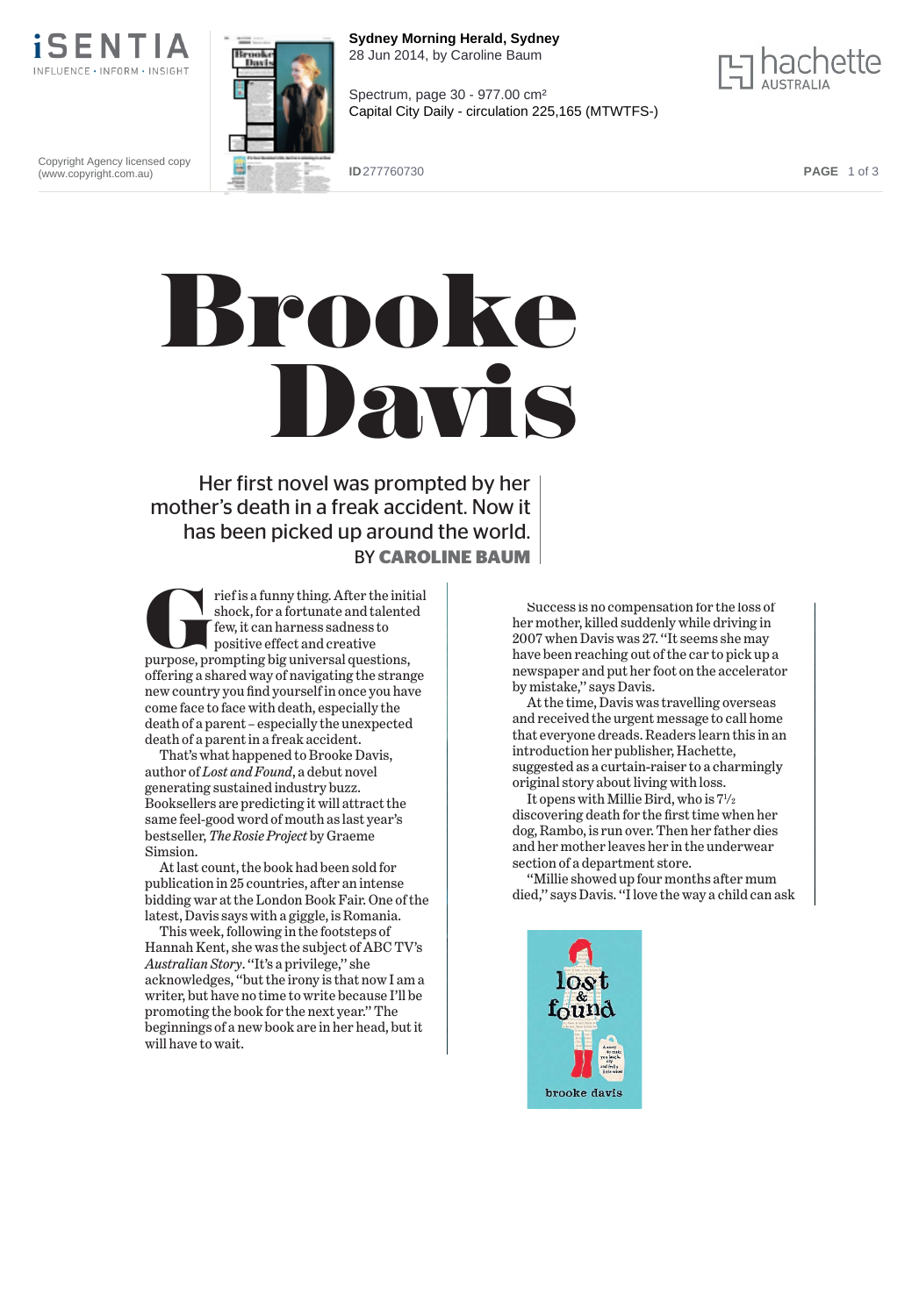# Brooke Davis

Her first novel was prompted by her mother's death in a freak accident. Now it has been picked up around the world.

BY **CAROLINE BAUM**

Grief is a funny thing. After the initial shock, for a fortunate and talented few, it can harness sadness to positive effect and creative purpose, prompting big universal questions, offering a shared way of navigating the strange new country you find yourself in once you have come face to face with death, especially the death of a parent – especially the unexpected death of a parent in a freak accident.

That's what happened to Brooke Davis, author of *Lost and Found*, a debut novel generating sustained industry buzz. Booksellers are predicting it will attract the same feel-good word of mouth as last year's bestseller, *The Rosie Project* by Graeme Simsion.

At last count, the book had been sold for publication in 25 countries, after an intense bidding war at the London Book Fair. One of the latest, Davis says with a giggle, is Romania.

This week, following in the footsteps of Hannah Kent, she was the subject of ABC TV's *Australian Story*. "It's a privilege," she acknowledges, "but the irony is that now I am a writer, but have no time to write because I'll be promoting the book for the next year." The beginnings of a new book are in her head, but it will have to wait.

Success is no compensation for the loss of her mother, killed suddenly while driving in 2007 when Davis was 27. "It seems she may have been reaching out of the car to pick up a newspaper and put her foot on the accelerator by mistake," says Davis.

At the time, Davis was travelling overseas and received the urgent message to call home that everyone dreads. Readers learn this in an introduction her publisher, Hachette, suggested as a curtain-raiser to a charmingly original story about living with loss.

It opens with Millie Bird, who is 7½ discovering death for the first time when her dog, Rambo, is run over. Then her father dies and her mother leaves her in the underwear section of a department store.

"Millie showed up four months after mum died," says Davis. "I love the way a child can ask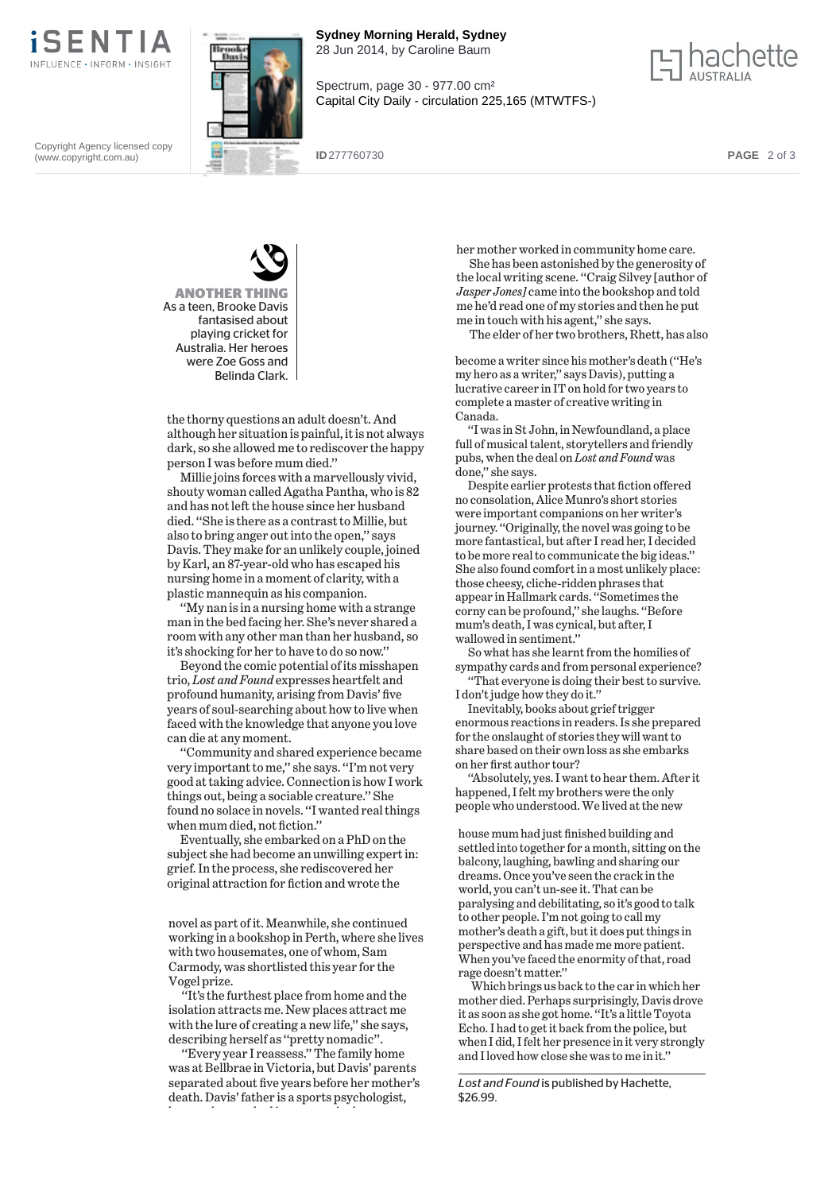**ANOTHER THING**
As a teen, Brooke Davis fantasised about playing cricket for Australia. Her heroes were Zoe Goss and Belinda Clark.

the thorny questions an adult doesn't. And although her situation is painful, it is not always dark, so she allowed me to rediscover the happy person I was before mum died."

Millie joins forces with a marvellously vivid, shouty woman called Agatha Pantha, who is 82 and has not left the house since her husband died. "She is there as a contrast to Millie, but also to bring anger out into the open," says Davis. They make for an unlikely couple, joined by Karl, an 87-year-old who has escaped his nursing home in a moment of clarity, with a plastic mannequin as his companion.

"My nan is in a nursing home with a strange man in the bed facing her. She's never shared a room with any other man than her husband, so it's shocking for her to have to do so now."

Beyond the comic potential of its misshapen trio, *Lost and Found* expresses heartfelt and profound humanity, arising from Davis' five years of soul-searching about how to live when faced with the knowledge that anyone you love can die at any moment.

"Community and shared experience became very important to me," she says. "I'm not very good at taking advice. Connection is how I work things out, being a sociable creature." She found no solace in novels. "I wanted real things when mum died, not fiction."

Eventually, she embarked on a PhD on the subject she had become an unwilling expert in: grief. In the process, she rediscovered her original attraction for fiction and wrote the novel as part of it. Meanwhile, she continued working in a bookshop in Perth, where she lives with two housemates, one of whom, Sam Carmody, was shortlisted this year for the Vogel prize.

"It's the furthest place from home and the isolation attracts me. New places attract me with the lure of creating a new life," she says, describing herself as "pretty nomadic".

"Every year I reassess." The family home was at Bellbrae in Victoria, but Davis' parents separated about five years before her mother's death. Davis' father is a sports psychologist, her mother worked in community home care.

She has been astonished by the generosity of the local writing scene. "Craig Silvey [author of *Jasper Jones*] came into the bookshop and told me he'd read one of my stories and then he put me in touch with his agent," she says.

The elder of her two brothers, Rhett, has also become a writer since his mother's death ("He's my hero as a writer," says Davis), putting a lucrative career in IT on hold for two years to complete a master of creative writing in Canada.

"I was in St John, in Newfoundland, a place full of musical talent, storytellers and friendly pubs, when the deal on *Lost and Found* was done," she says.

Despite earlier protests that fiction offered no consolation, Alice Munro's short stories were important companions on her writer's journey. "Originally, the novel was going to be more fantastical, but after I read her, I decided to be more real to communicate the big ideas." She also found comfort in a most unlikely place: those cheesy, cliche-ridden phrases that appear in Hallmark cards. "Sometimes the corny can be profound," she laughs. "Before mum's death, I was cynical, but after, I wallowed in sentiment."

So what has she learnt from the homilies of sympathy cards and from personal experience?

"That everyone is doing their best to survive. I don't judge how they do it."

Inevitably, books about grief trigger enormous reactions in readers. Is she prepared for the onslaught of stories they will want to share based on their own loss as she embarks on her first author tour?

"Absolutely, yes. I want to hear them. After it happened, I felt my brothers were the only people who understood. We lived at the new house mum had just finished building and settled into together for a month, sitting on the balcony, laughing, bawling and sharing our dreams. Once you've seen the crack in the world, you can't un-see it. That can be paralysing and debilitating, so it's good to talk to other people. I'm not going to call my mother's death a gift, but it does put things in perspective and has made me more patient. When you've faced the enormity of that, road rage doesn't matter."

Which brings us back to the car in which her mother died. Perhaps surprisingly, Davis drove it as soon as she got home. "It's a little Toyota Echo. I had to get it back from the police, but when I did, I felt her presence in it very strongly and I loved how close she was to me in it."

*Lost and Found* is published by Hachette, $26.99.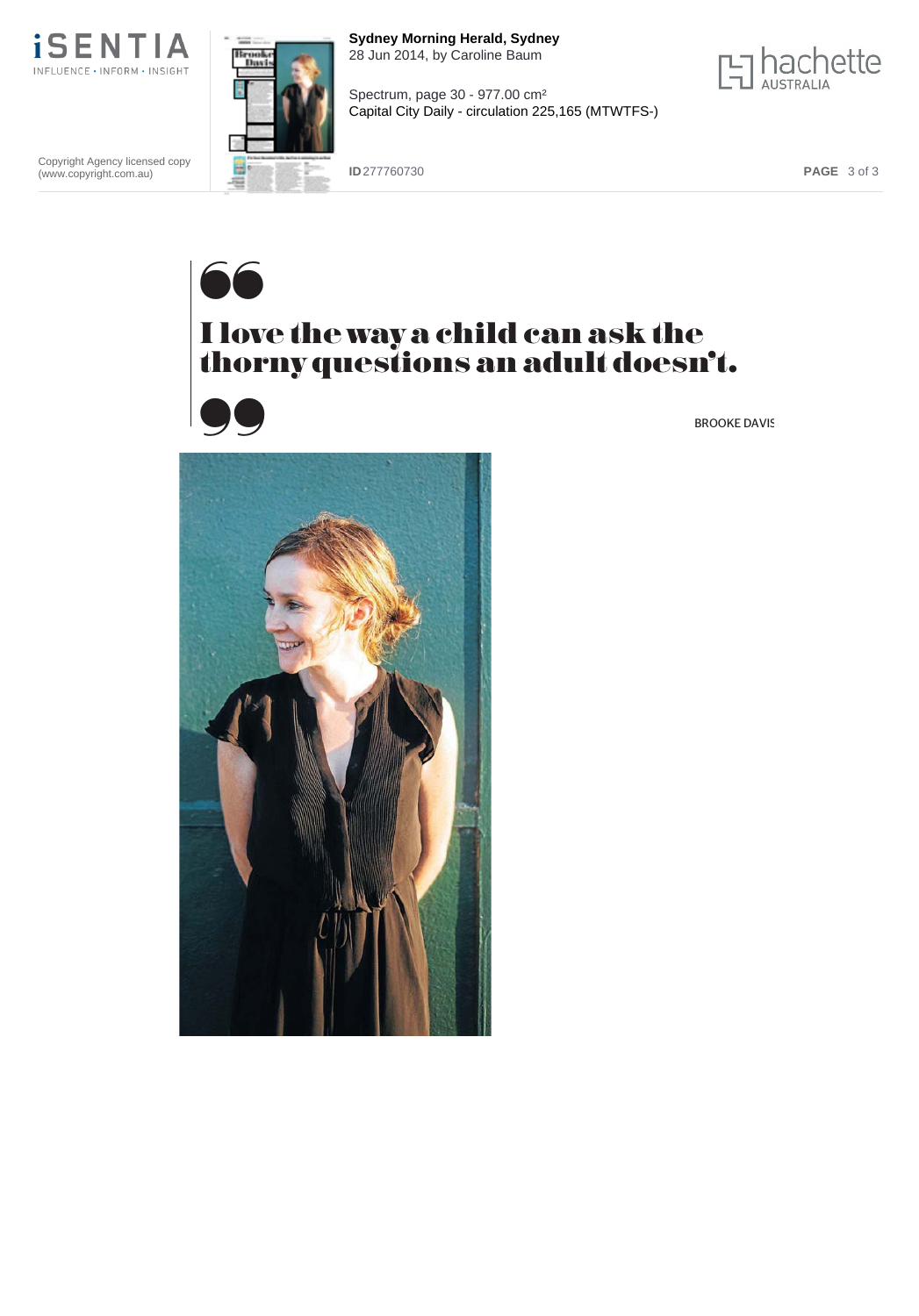> I love the way a child can ask the thorny questions an adult doesn't.

BROOKE DAVIS